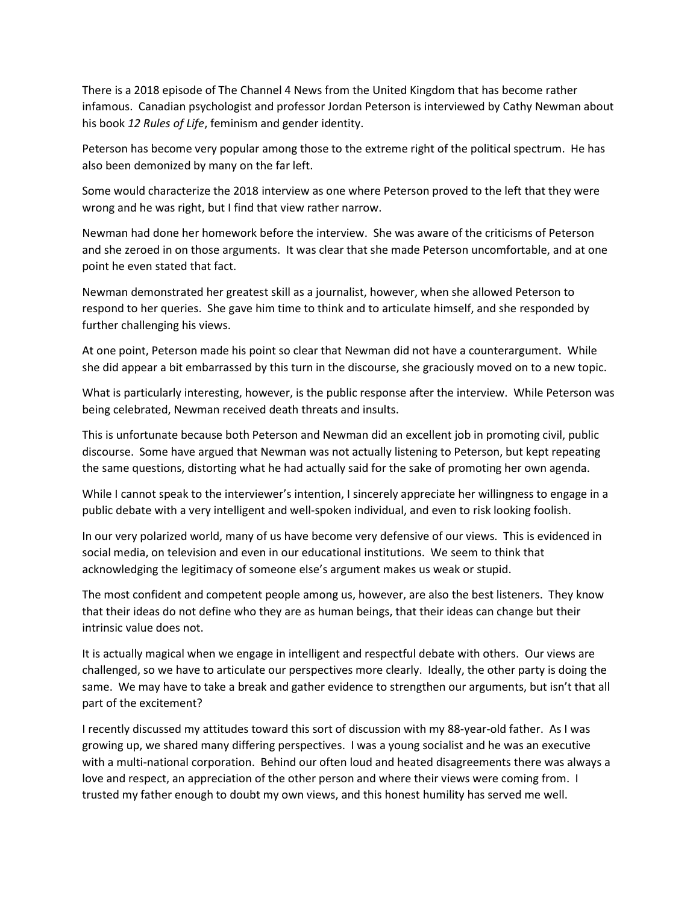There is a 2018 episode of The Channel 4 News from the United Kingdom that has become rather infamous. Canadian psychologist and professor Jordan Peterson is interviewed by Cathy Newman about his book *12 Rules of Life*, feminism and gender identity.

Peterson has become very popular among those to the extreme right of the political spectrum. He has also been demonized by many on the far left.

Some would characterize the 2018 interview as one where Peterson proved to the left that they were wrong and he was right, but I find that view rather narrow.

Newman had done her homework before the interview. She was aware of the criticisms of Peterson and she zeroed in on those arguments. It was clear that she made Peterson uncomfortable, and at one point he even stated that fact.

Newman demonstrated her greatest skill as a journalist, however, when she allowed Peterson to respond to her queries. She gave him time to think and to articulate himself, and she responded by further challenging his views.

At one point, Peterson made his point so clear that Newman did not have a counterargument. While she did appear a bit embarrassed by this turn in the discourse, she graciously moved on to a new topic.

What is particularly interesting, however, is the public response after the interview. While Peterson was being celebrated, Newman received death threats and insults.

This is unfortunate because both Peterson and Newman did an excellent job in promoting civil, public discourse. Some have argued that Newman was not actually listening to Peterson, but kept repeating the same questions, distorting what he had actually said for the sake of promoting her own agenda.

While I cannot speak to the interviewer's intention, I sincerely appreciate her willingness to engage in a public debate with a very intelligent and well-spoken individual, and even to risk looking foolish.

In our very polarized world, many of us have become very defensive of our views. This is evidenced in social media, on television and even in our educational institutions. We seem to think that acknowledging the legitimacy of someone else's argument makes us weak or stupid.

The most confident and competent people among us, however, are also the best listeners. They know that their ideas do not define who they are as human beings, that their ideas can change but their intrinsic value does not.

It is actually magical when we engage in intelligent and respectful debate with others. Our views are challenged, so we have to articulate our perspectives more clearly. Ideally, the other party is doing the same. We may have to take a break and gather evidence to strengthen our arguments, but isn't that all part of the excitement?

I recently discussed my attitudes toward this sort of discussion with my 88-year-old father. As I was growing up, we shared many differing perspectives. I was a young socialist and he was an executive with a multi-national corporation. Behind our often loud and heated disagreements there was always a love and respect, an appreciation of the other person and where their views were coming from. I trusted my father enough to doubt my own views, and this honest humility has served me well.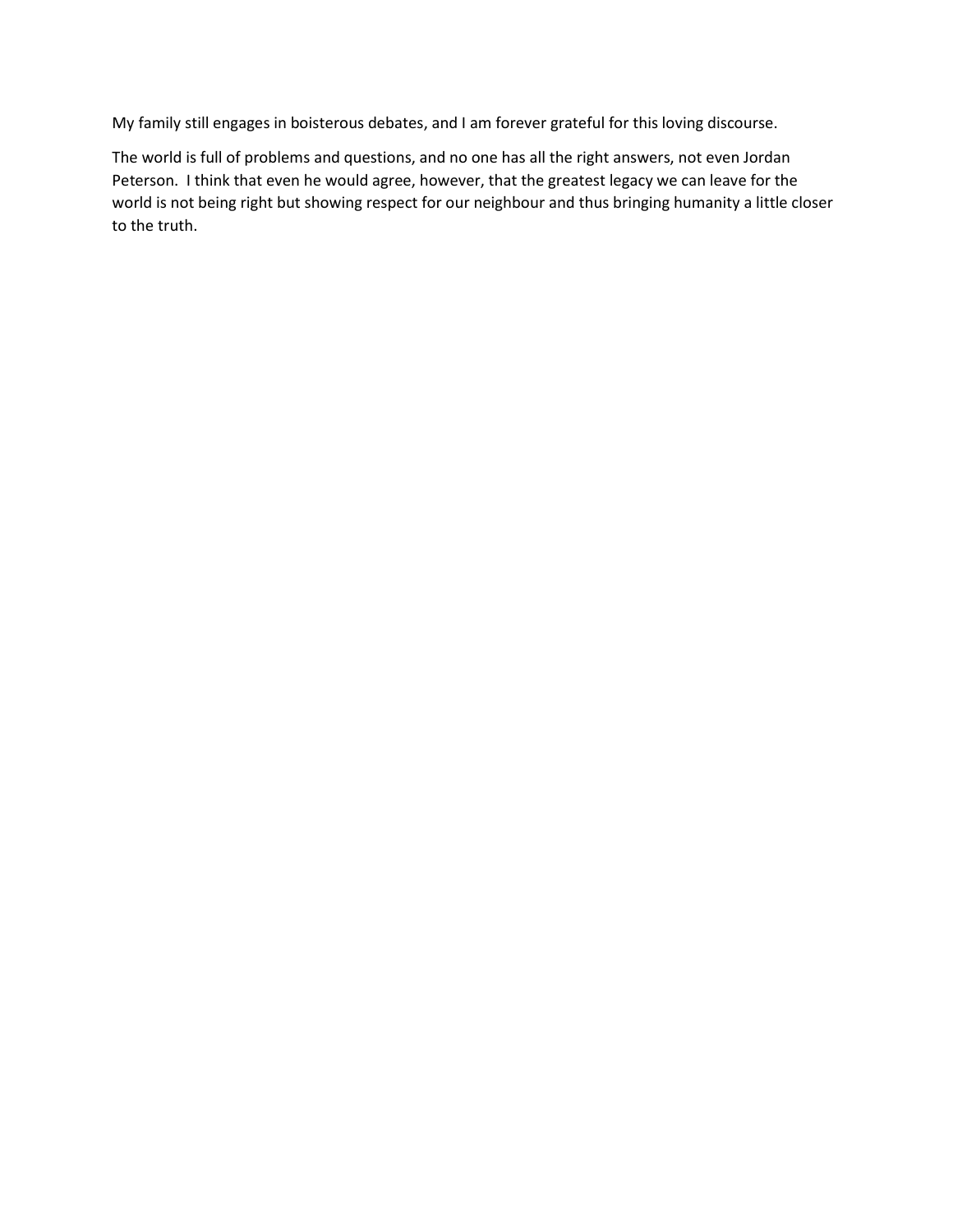My family still engages in boisterous debates, and I am forever grateful for this loving discourse.

The world is full of problems and questions, and no one has all the right answers, not even Jordan Peterson. I think that even he would agree, however, that the greatest legacy we can leave for the world is not being right but showing respect for our neighbour and thus bringing humanity a little closer to the truth.